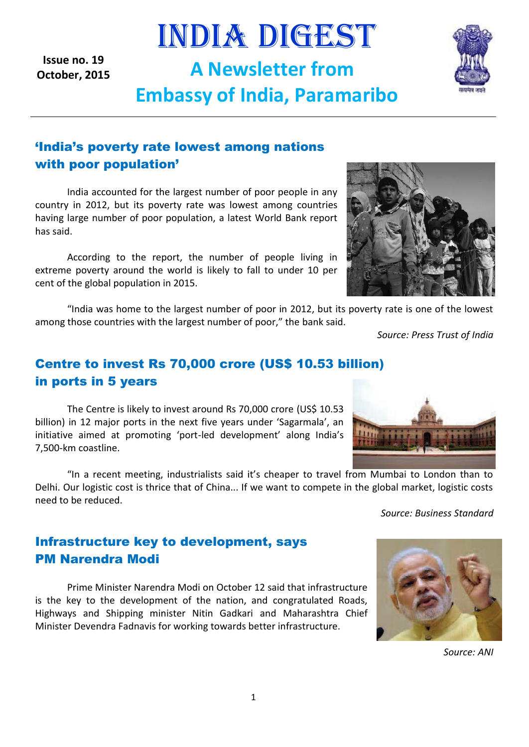Issue no. 19
October, 2015

# INDIA DIGEST

## A Newsletter from Embassy of India, Paramaribo

## 'India's poverty rate lowest among nations with poor population'

India accounted for the largest number of poor people in any country in 2012, but its poverty rate was lowest among countries having large number of poor population, a latest World Bank report has said.

According to the report, the number of people living in extreme poverty around the world is likely to fall to under 10 per cent of the global population in 2015.

"India was home to the largest number of poor in 2012, but its poverty rate is one of the lowest among those countries with the largest number of poor," the bank said.

*Source: Press Trust of India*

## Centre to invest Rs 70,000 crore (US$ 10.53 billion) in ports in 5 years

The Centre is likely to invest around Rs 70,000 crore (US$ 10.53 billion) in 12 major ports in the next five years under 'Sagarmala', an initiative aimed at promoting 'port-led development' along India's 7,500-km coastline.

"In a recent meeting, industrialists said it's cheaper to travel from Mumbai to London than to Delhi. Our logistic cost is thrice that of China... If we want to compete in the global market, logistic costs need to be reduced.

*Source: Business Standard*

## Infrastructure key to development, says PM Narendra Modi

Prime Minister Narendra Modi on October 12 said that infrastructure is the key to the development of the nation, and congratulated Roads, Highways and Shipping minister Nitin Gadkari and Maharashtra Chief Minister Devendra Fadnavis for working towards better infrastructure.

*Source: ANI*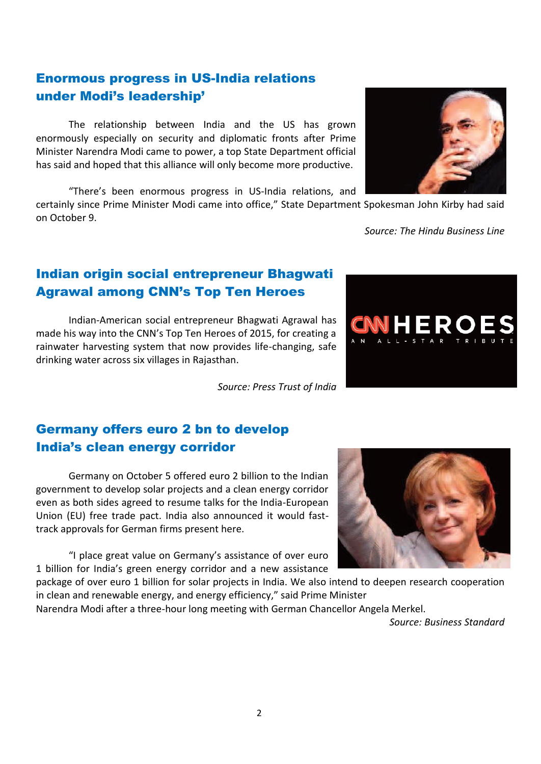## Enormous progress in US-India relations under Modi's leadership'

The relationship between India and the US has grown enormously especially on security and diplomatic fronts after Prime Minister Narendra Modi came to power, a top State Department official has said and hoped that this alliance will only become more productive.

"There's been enormous progress in US-India relations, and certainly since Prime Minister Modi came into office," State Department Spokesman John Kirby had said on October 9.

*Source: The Hindu Business Line*

## Indian origin social entrepreneur Bhagwati Agrawal among CNN's Top Ten Heroes

Indian-American social entrepreneur Bhagwati Agrawal has made his way into the CNN's Top Ten Heroes of 2015, for creating a rainwater harvesting system that now provides life-changing, safe drinking water across six villages in Rajasthan.

*Source: Press Trust of India*

## Germany offers euro 2 bn to develop India's clean energy corridor

Germany on October 5 offered euro 2 billion to the Indian government to develop solar projects and a clean energy corridor even as both sides agreed to resume talks for the India-European Union (EU) free trade pact. India also announced it would fast-track approvals for German firms present here.

"I place great value on Germany's assistance of over euro 1 billion for India's green energy corridor and a new assistance package of over euro 1 billion for solar projects in India. We also intend to deepen research cooperation in clean and renewable energy, and energy efficiency," said Prime Minister Narendra Modi after a three-hour long meeting with German Chancellor Angela Merkel.

*Source: Business Standard*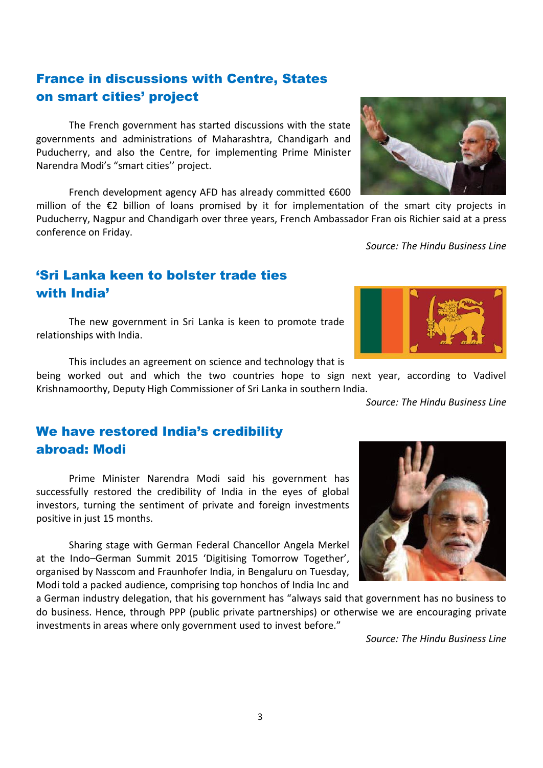## France in discussions with Centre, States on smart cities' project

The French government has started discussions with the state governments and administrations of Maharashtra, Chandigarh and Puducherry, and also the Centre, for implementing Prime Minister Narendra Modi's "smart cities'' project.

French development agency AFD has already committed €600 million of the €2 billion of loans promised by it for implementation of the smart city projects in Puducherry, Nagpur and Chandigarh over three years, French Ambassador Fran ois Richier said at a press conference on Friday.

*Source: The Hindu Business Line*

## 'Sri Lanka keen to bolster trade ties with India'

The new government in Sri Lanka is keen to promote trade relationships with India.

This includes an agreement on science and technology that is being worked out and which the two countries hope to sign next year, according to Vadivel Krishnamoorthy, Deputy High Commissioner of Sri Lanka in southern India.

*Source: The Hindu Business Line*

## We have restored India's credibility abroad: Modi

Prime Minister Narendra Modi said his government has successfully restored the credibility of India in the eyes of global investors, turning the sentiment of private and foreign investments positive in just 15 months.

Sharing stage with German Federal Chancellor Angela Merkel at the Indo–German Summit 2015 'Digitising Tomorrow Together', organised by Nasscom and Fraunhofer India, in Bengaluru on Tuesday, Modi told a packed audience, comprising top honchos of India Inc and a German industry delegation, that his government has "always said that government has no business to do business. Hence, through PPP (public private partnerships) or otherwise we are encouraging private investments in areas where only government used to invest before."

*Source: The Hindu Business Line*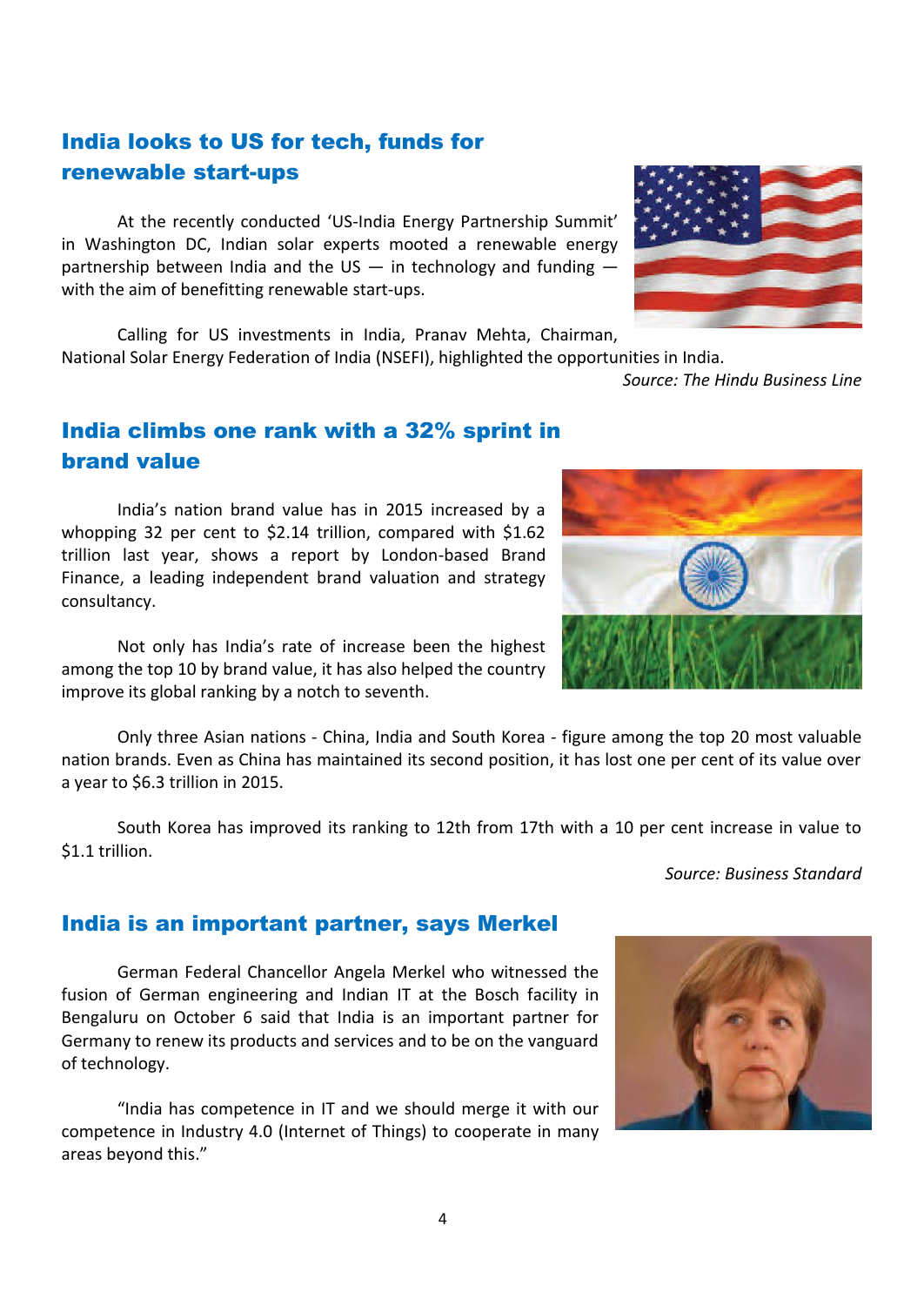## India looks to US for tech, funds for renewable start-ups

At the recently conducted 'US-India Energy Partnership Summit' in Washington DC, Indian solar experts mooted a renewable energy partnership between India and the US — in technology and funding — with the aim of benefitting renewable start-ups.

Calling for US investments in India, Pranav Mehta, Chairman, National Solar Energy Federation of India (NSEFI), highlighted the opportunities in India.

*Source: The Hindu Business Line*

## India climbs one rank with a 32% sprint in brand value

India's nation brand value has in 2015 increased by a whopping 32 per cent to $2.14 trillion, compared with $1.62 trillion last year, shows a report by London-based Brand Finance, a leading independent brand valuation and strategy consultancy.

Not only has India's rate of increase been the highest among the top 10 by brand value, it has also helped the country improve its global ranking by a notch to seventh.

Only three Asian nations - China, India and South Korea - figure among the top 20 most valuable nation brands. Even as China has maintained its second position, it has lost one per cent of its value over a year to $6.3 trillion in 2015.

South Korea has improved its ranking to 12th from 17th with a 10 per cent increase in value to $1.1 trillion.

*Source: Business Standard*

## India is an important partner, says Merkel

German Federal Chancellor Angela Merkel who witnessed the fusion of German engineering and Indian IT at the Bosch facility in Bengaluru on October 6 said that India is an important partner for Germany to renew its products and services and to be on the vanguard of technology.

"India has competence in IT and we should merge it with our competence in Industry 4.0 (Internet of Things) to cooperate in many areas beyond this."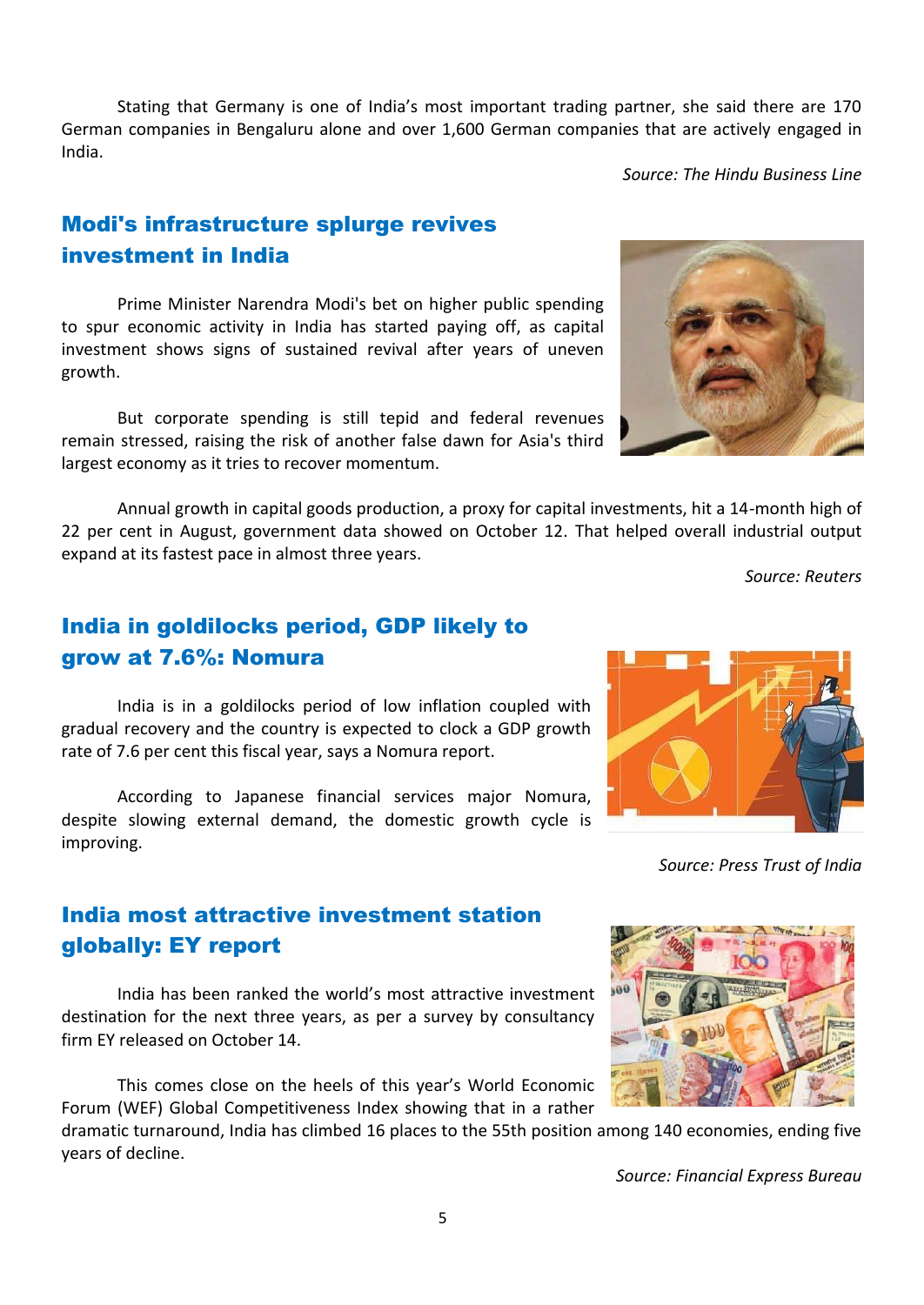Stating that Germany is one of India's most important trading partner, she said there are 170 German companies in Bengaluru alone and over 1,600 German companies that are actively engaged in India.

*Source: The Hindu Business Line*

## Modi's infrastructure splurge revives investment in India

Prime Minister Narendra Modi's bet on higher public spending to spur economic activity in India has started paying off, as capital investment shows signs of sustained revival after years of uneven growth.

But corporate spending is still tepid and federal revenues remain stressed, raising the risk of another false dawn for Asia's third largest economy as it tries to recover momentum.

Annual growth in capital goods production, a proxy for capital investments, hit a 14-month high of 22 per cent in August, government data showed on October 12. That helped overall industrial output expand at its fastest pace in almost three years.

*Source: Reuters*

## India in goldilocks period, GDP likely to grow at 7.6%: Nomura

India is in a goldilocks period of low inflation coupled with gradual recovery and the country is expected to clock a GDP growth rate of 7.6 per cent this fiscal year, says a Nomura report.

According to Japanese financial services major Nomura, despite slowing external demand, the domestic growth cycle is improving.

*Source: Press Trust of India*

## India most attractive investment station globally: EY report

India has been ranked the world's most attractive investment destination for the next three years, as per a survey by consultancy firm EY released on October 14.

This comes close on the heels of this year's World Economic Forum (WEF) Global Competitiveness Index showing that in a rather dramatic turnaround, India has climbed 16 places to the 55th position among 140 economies, ending five years of decline.

*Source: Financial Express Bureau*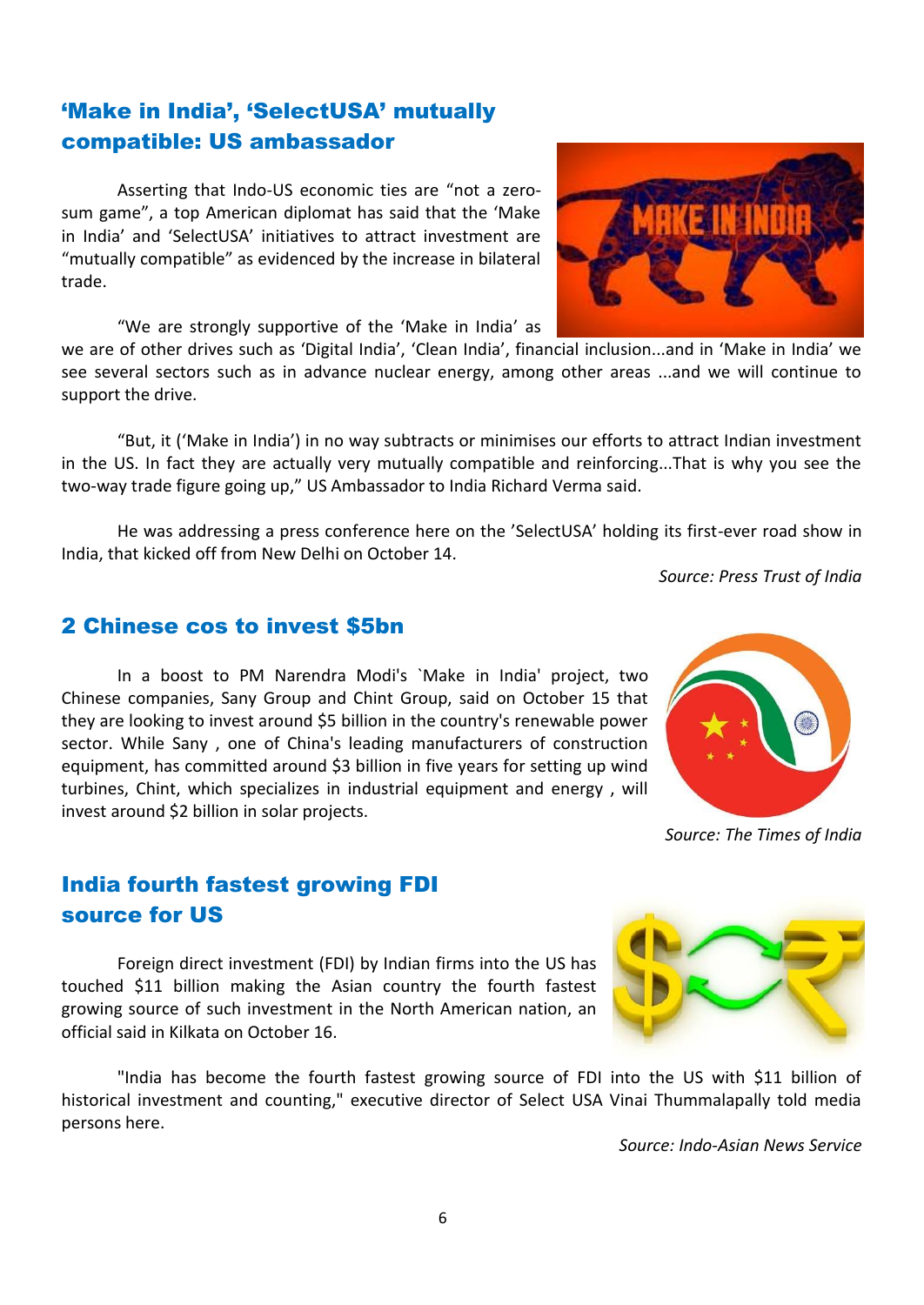## 'Make in India', 'SelectUSA' mutually compatible: US ambassador

Asserting that Indo-US economic ties are "not a zero-sum game", a top American diplomat has said that the 'Make in India' and 'SelectUSA' initiatives to attract investment are "mutually compatible" as evidenced by the increase in bilateral trade.

"We are strongly supportive of the 'Make in India' as we are of other drives such as 'Digital India', 'Clean India', financial inclusion...and in 'Make in India' we see several sectors such as in advance nuclear energy, among other areas ...and we will continue to support the drive.

"But, it ('Make in India') in no way subtracts or minimises our efforts to attract Indian investment in the US. In fact they are actually very mutually compatible and reinforcing...That is why you see the two-way trade figure going up," US Ambassador to India Richard Verma said.

He was addressing a press conference here on the 'SelectUSA' holding its first-ever road show in India, that kicked off from New Delhi on October 14.

*Source: Press Trust of India*

## 2 Chinese cos to invest $5bn

In a boost to PM Narendra Modi's `Make in India' project, two Chinese companies, Sany Group and Chint Group, said on October 15 that they are looking to invest around $5 billion in the country's renewable power sector. While Sany , one of China's leading manufacturers of construction equipment, has committed around $3 billion in five years for setting up wind turbines, Chint, which specializes in industrial equipment and energy , will invest around $2 billion in solar projects.

*Source: The Times of India*

## India fourth fastest growing FDI source for US

Foreign direct investment (FDI) by Indian firms into the US has touched $11 billion making the Asian country the fourth fastest growing source of such investment in the North American nation, an official said in Kilkata on October 16.

"India has become the fourth fastest growing source of FDI into the US with $11 billion of historical investment and counting," executive director of Select USA Vinai Thummalapally told media persons here.

*Source: Indo-Asian News Service*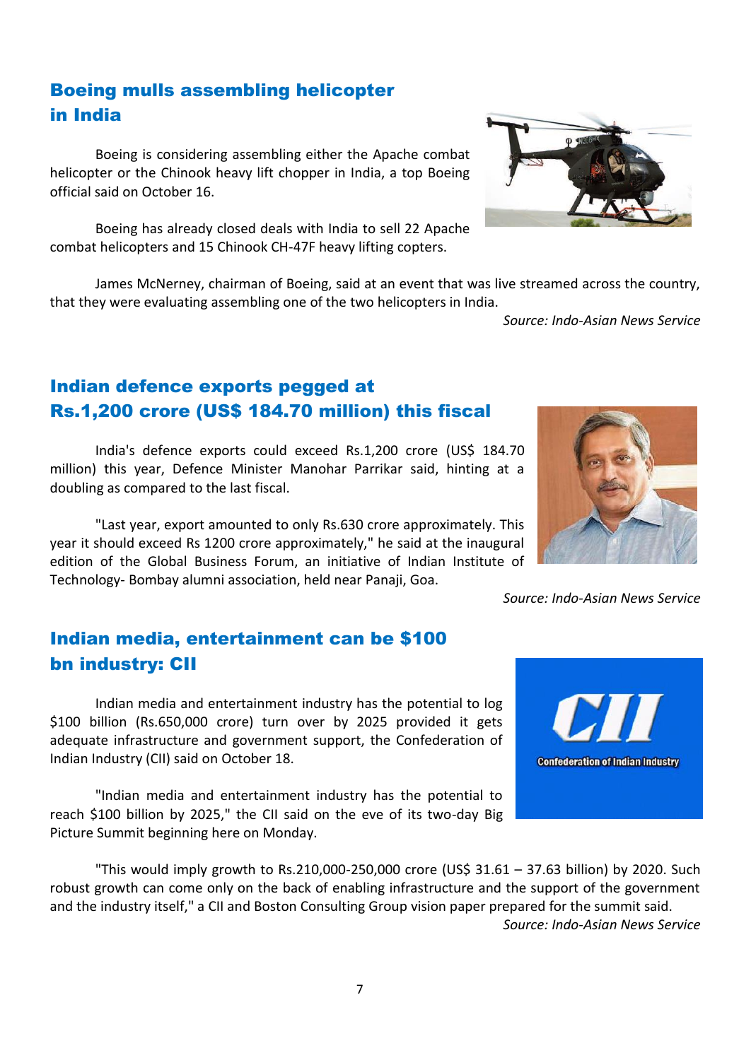## Boeing mulls assembling helicopter in India

Boeing is considering assembling either the Apache combat helicopter or the Chinook heavy lift chopper in India, a top Boeing official said on October 16.

Boeing has already closed deals with India to sell 22 Apache combat helicopters and 15 Chinook CH-47F heavy lifting copters.

James McNerney, chairman of Boeing, said at an event that was live streamed across the country, that they were evaluating assembling one of the two helicopters in India.

*Source: Indo-Asian News Service*

## Indian defence exports pegged at Rs.1,200 crore (US$ 184.70 million) this fiscal

India's defence exports could exceed Rs.1,200 crore (US$ 184.70 million) this year, Defence Minister Manohar Parrikar said, hinting at a doubling as compared to the last fiscal.

"Last year, export amounted to only Rs.630 crore approximately. This year it should exceed Rs 1200 crore approximately," he said at the inaugural edition of the Global Business Forum, an initiative of Indian Institute of Technology- Bombay alumni association, held near Panaji, Goa.

*Source: Indo-Asian News Service*

## Indian media, entertainment can be $100 bn industry: CII

Indian media and entertainment industry has the potential to log $100 billion (Rs.650,000 crore) turn over by 2025 provided it gets adequate infrastructure and government support, the Confederation of Indian Industry (CII) said on October 18.

"Indian media and entertainment industry has the potential to reach $100 billion by 2025," the CII said on the eve of its two-day Big Picture Summit beginning here on Monday.

"This would imply growth to Rs.210,000-250,000 crore (US$ 31.61 – 37.63 billion) by 2020. Such robust growth can come only on the back of enabling infrastructure and the support of the government and the industry itself," a CII and Boston Consulting Group vision paper prepared for the summit said.

*Source: Indo-Asian News Service*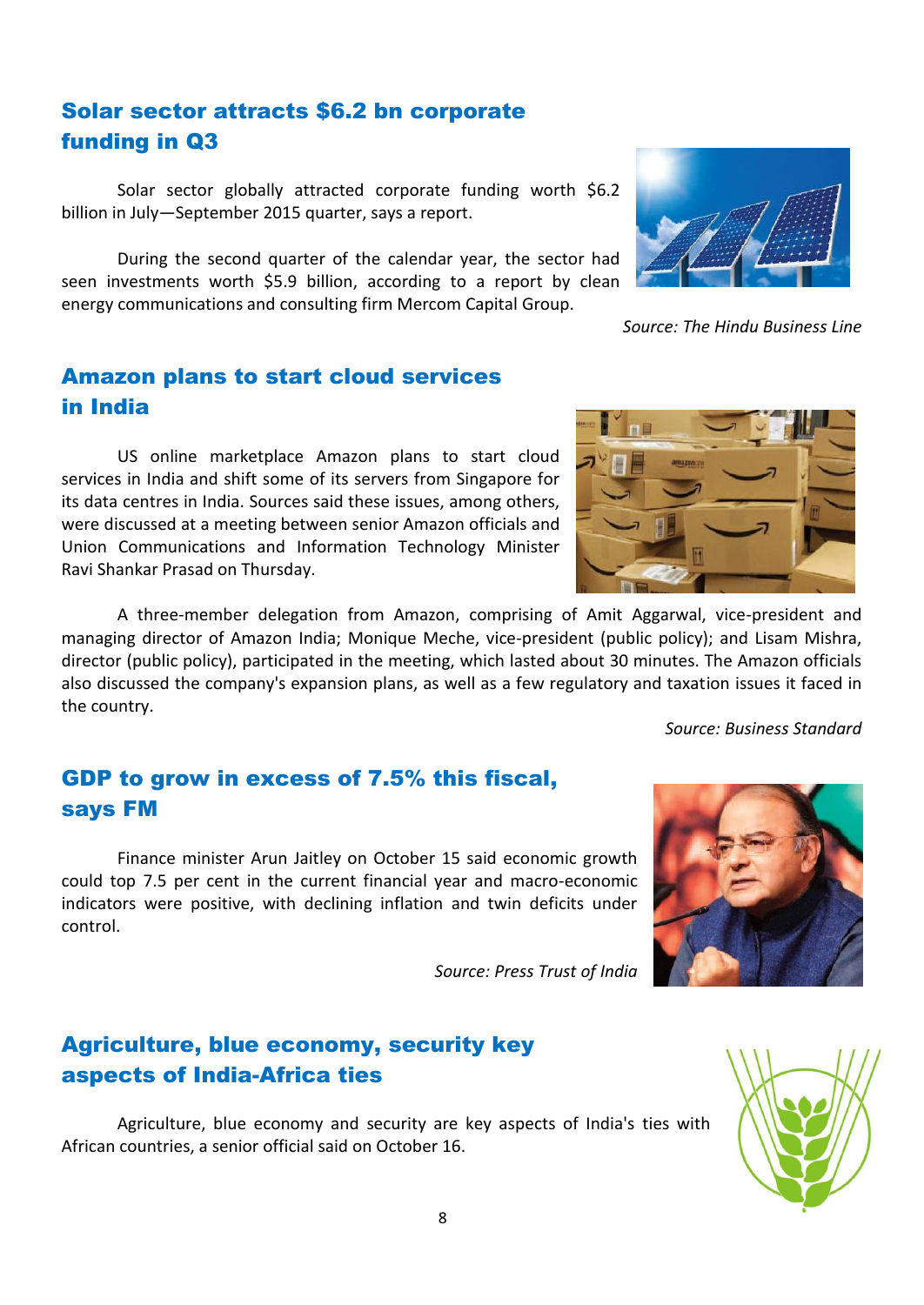## Solar sector attracts $6.2 bn corporate funding in Q3

Solar sector globally attracted corporate funding worth $6.2 billion in July—September 2015 quarter, says a report.

During the second quarter of the calendar year, the sector had seen investments worth $5.9 billion, according to a report by clean energy communications and consulting firm Mercom Capital Group.

*Source: The Hindu Business Line*

## Amazon plans to start cloud services in India

US online marketplace Amazon plans to start cloud services in India and shift some of its servers from Singapore for its data centres in India. Sources said these issues, among others, were discussed at a meeting between senior Amazon officials and Union Communications and Information Technology Minister Ravi Shankar Prasad on Thursday.

A three-member delegation from Amazon, comprising of Amit Aggarwal, vice-president and managing director of Amazon India; Monique Meche, vice-president (public policy); and Lisam Mishra, director (public policy), participated in the meeting, which lasted about 30 minutes. The Amazon officials also discussed the company's expansion plans, as well as a few regulatory and taxation issues it faced in the country.

*Source: Business Standard*

## GDP to grow in excess of 7.5% this fiscal, says FM

Finance minister Arun Jaitley on October 15 said economic growth could top 7.5 per cent in the current financial year and macro-economic indicators were positive, with declining inflation and twin deficits under control.

*Source: Press Trust of India*

## Agriculture, blue economy, security key aspects of India-Africa ties

Agriculture, blue economy and security are key aspects of India's ties with African countries, a senior official said on October 16.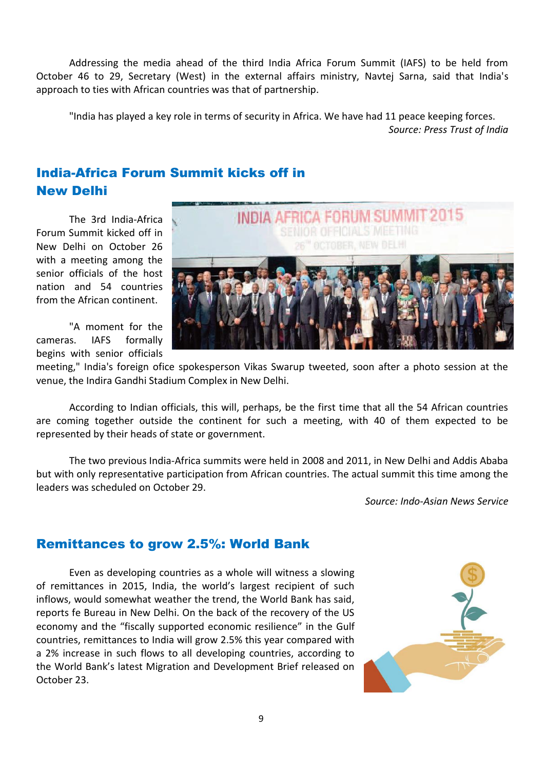Addressing the media ahead of the third India Africa Forum Summit (IAFS) to be held from October 46 to 29, Secretary (West) in the external affairs ministry, Navtej Sarna, said that India's approach to ties with African countries was that of partnership.

"India has played a key role in terms of security in Africa. We have had 11 peace keeping forces.

*Source: Press Trust of India*

## India-Africa Forum Summit kicks off in New Delhi

The 3rd India-Africa Forum Summit kicked off in New Delhi on October 26 with a meeting among the senior officials of the host nation and 54 countries from the African continent.

"A moment for the cameras. IAFS formally begins with senior officials meeting," India's foreign ofice spokesperson Vikas Swarup tweeted, soon after a photo session at the venue, the Indira Gandhi Stadium Complex in New Delhi.

According to Indian officials, this will, perhaps, be the first time that all the 54 African countries are coming together outside the continent for such a meeting, with 40 of them expected to be represented by their heads of state or government.

The two previous India-Africa summits were held in 2008 and 2011, in New Delhi and Addis Ababa but with only representative participation from African countries. The actual summit this time among the leaders was scheduled on October 29.

*Source: Indo-Asian News Service*

## Remittances to grow 2.5%: World Bank

Even as developing countries as a whole will witness a slowing of remittances in 2015, India, the world's largest recipient of such inflows, would somewhat weather the trend, the World Bank has said, reports fe Bureau in New Delhi. On the back of the recovery of the US economy and the "fiscally supported economic resilience" in the Gulf countries, remittances to India will grow 2.5% this year compared with a 2% increase in such flows to all developing countries, according to the World Bank's latest Migration and Development Brief released on October 23.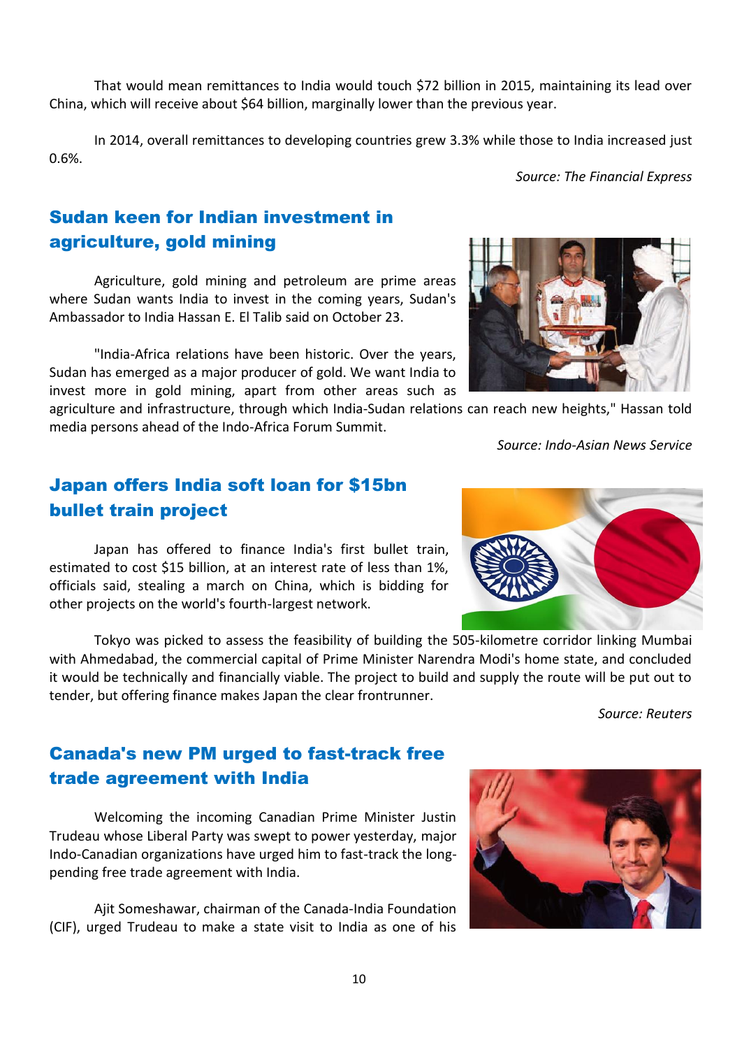That would mean remittances to India would touch $72 billion in 2015, maintaining its lead over China, which will receive about $64 billion, marginally lower than the previous year.

In 2014, overall remittances to developing countries grew 3.3% while those to India increased just 0.6%.

*Source: The Financial Express*

## Sudan keen for Indian investment in agriculture, gold mining

Agriculture, gold mining and petroleum are prime areas where Sudan wants India to invest in the coming years, Sudan's Ambassador to India Hassan E. El Talib said on October 23.

"India-Africa relations have been historic. Over the years, Sudan has emerged as a major producer of gold. We want India to invest more in gold mining, apart from other areas such as agriculture and infrastructure, through which India-Sudan relations can reach new heights," Hassan told media persons ahead of the Indo-Africa Forum Summit.

*Source: Indo-Asian News Service*

## Japan offers India soft loan for $15bn bullet train project

Japan has offered to finance India's first bullet train, estimated to cost $15 billion, at an interest rate of less than 1%, officials said, stealing a march on China, which is bidding for other projects on the world's fourth-largest network.

Tokyo was picked to assess the feasibility of building the 505-kilometre corridor linking Mumbai with Ahmedabad, the commercial capital of Prime Minister Narendra Modi's home state, and concluded it would be technically and financially viable. The project to build and supply the route will be put out to tender, but offering finance makes Japan the clear frontrunner.

*Source: Reuters*

## Canada's new PM urged to fast-track free trade agreement with India

Welcoming the incoming Canadian Prime Minister Justin Trudeau whose Liberal Party was swept to power yesterday, major Indo-Canadian organizations have urged him to fast-track the long-pending free trade agreement with India.

Ajit Someshawar, chairman of the Canada-India Foundation (CIF), urged Trudeau to make a state visit to India as one of his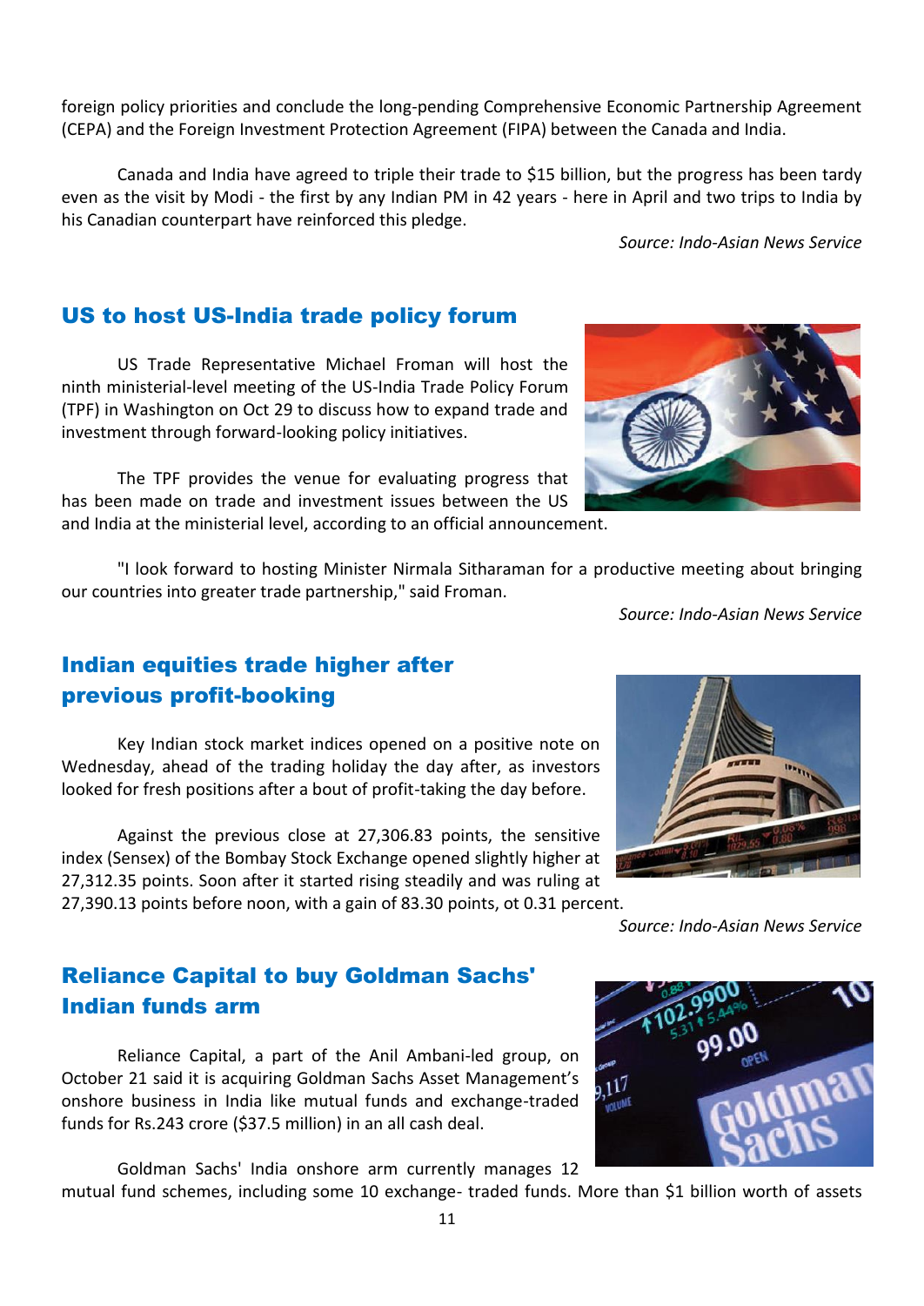foreign policy priorities and conclude the long-pending Comprehensive Economic Partnership Agreement (CEPA) and the Foreign Investment Protection Agreement (FIPA) between the Canada and India.

Canada and India have agreed to triple their trade to $15 billion, but the progress has been tardy even as the visit by Modi - the first by any Indian PM in 42 years - here in April and two trips to India by his Canadian counterpart have reinforced this pledge.

*Source: Indo-Asian News Service*

## US to host US-India trade policy forum

US Trade Representative Michael Froman will host the ninth ministerial-level meeting of the US-India Trade Policy Forum (TPF) in Washington on Oct 29 to discuss how to expand trade and investment through forward-looking policy initiatives.

The TPF provides the venue for evaluating progress that has been made on trade and investment issues between the US and India at the ministerial level, according to an official announcement.

"I look forward to hosting Minister Nirmala Sitharaman for a productive meeting about bringing our countries into greater trade partnership," said Froman.

*Source: Indo-Asian News Service*

## Indian equities trade higher after previous profit-booking

Key Indian stock market indices opened on a positive note on Wednesday, ahead of the trading holiday the day after, as investors looked for fresh positions after a bout of profit-taking the day before.

Against the previous close at 27,306.83 points, the sensitive index (Sensex) of the Bombay Stock Exchange opened slightly higher at 27,312.35 points. Soon after it started rising steadily and was ruling at 27,390.13 points before noon, with a gain of 83.30 points, ot 0.31 percent.

*Source: Indo-Asian News Service*

## Reliance Capital to buy Goldman Sachs' Indian funds arm

Reliance Capital, a part of the Anil Ambani-led group, on October 21 said it is acquiring Goldman Sachs Asset Management's onshore business in India like mutual funds and exchange-traded funds for Rs.243 crore ($37.5 million) in an all cash deal.

Goldman Sachs' India onshore arm currently manages 12 mutual fund schemes, including some 10 exchange- traded funds. More than $1 billion worth of assets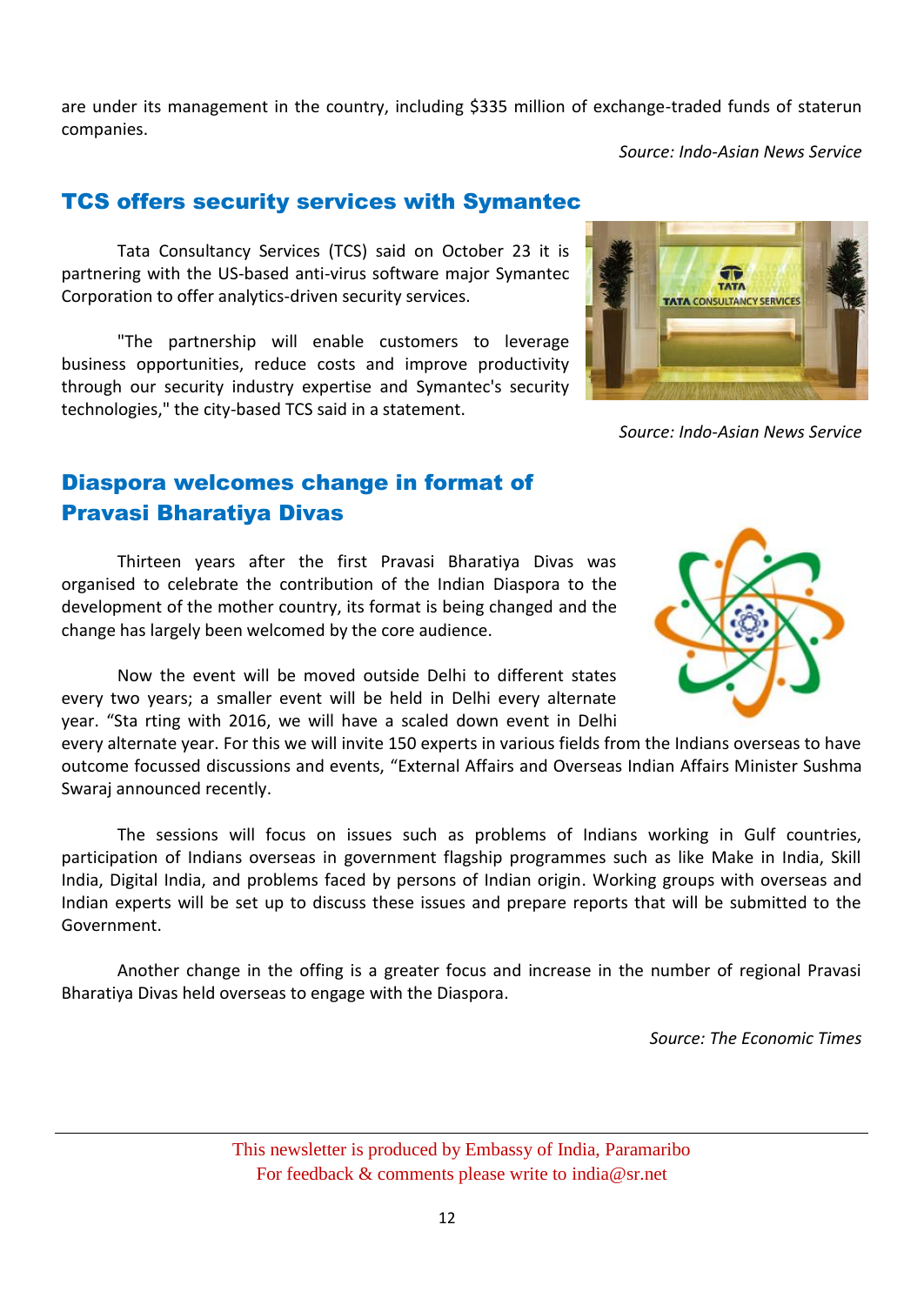are under its management in the country, including $335 million of exchange-traded funds of staterun companies.

*Source: Indo-Asian News Service*

## TCS offers security services with Symantec

Tata Consultancy Services (TCS) said on October 23 it is partnering with the US-based anti-virus software major Symantec Corporation to offer analytics-driven security services.

"The partnership will enable customers to leverage business opportunities, reduce costs and improve productivity through our security industry expertise and Symantec's security technologies," the city-based TCS said in a statement.

*Source: Indo-Asian News Service*

## Diaspora welcomes change in format of Pravasi Bharatiya Divas

Thirteen years after the first Pravasi Bharatiya Divas was organised to celebrate the contribution of the Indian Diaspora to the development of the mother country, its format is being changed and the change has largely been welcomed by the core audience.

Now the event will be moved outside Delhi to different states every two years; a smaller event will be held in Delhi every alternate year. “Sta rting with 2016, we will have a scaled down event in Delhi every alternate year. For this we will invite 150 experts in various fields from the Indians overseas to have outcome focussed discussions and events, “External Affairs and Overseas Indian Affairs Minister Sushma Swaraj announced recently.

The sessions will focus on issues such as problems of Indians working in Gulf countries, participation of Indians overseas in government flagship programmes such as like Make in India, Skill India, Digital India, and problems faced by persons of Indian origin. Working groups with overseas and Indian experts will be set up to discuss these issues and prepare reports that will be submitted to the Government.

Another change in the offing is a greater focus and increase in the number of regional Pravasi Bharatiya Divas held overseas to engage with the Diaspora.

*Source: The Economic Times*

This newsletter is produced by Embassy of India, Paramaribo
For feedback & comments please write to india@sr.net